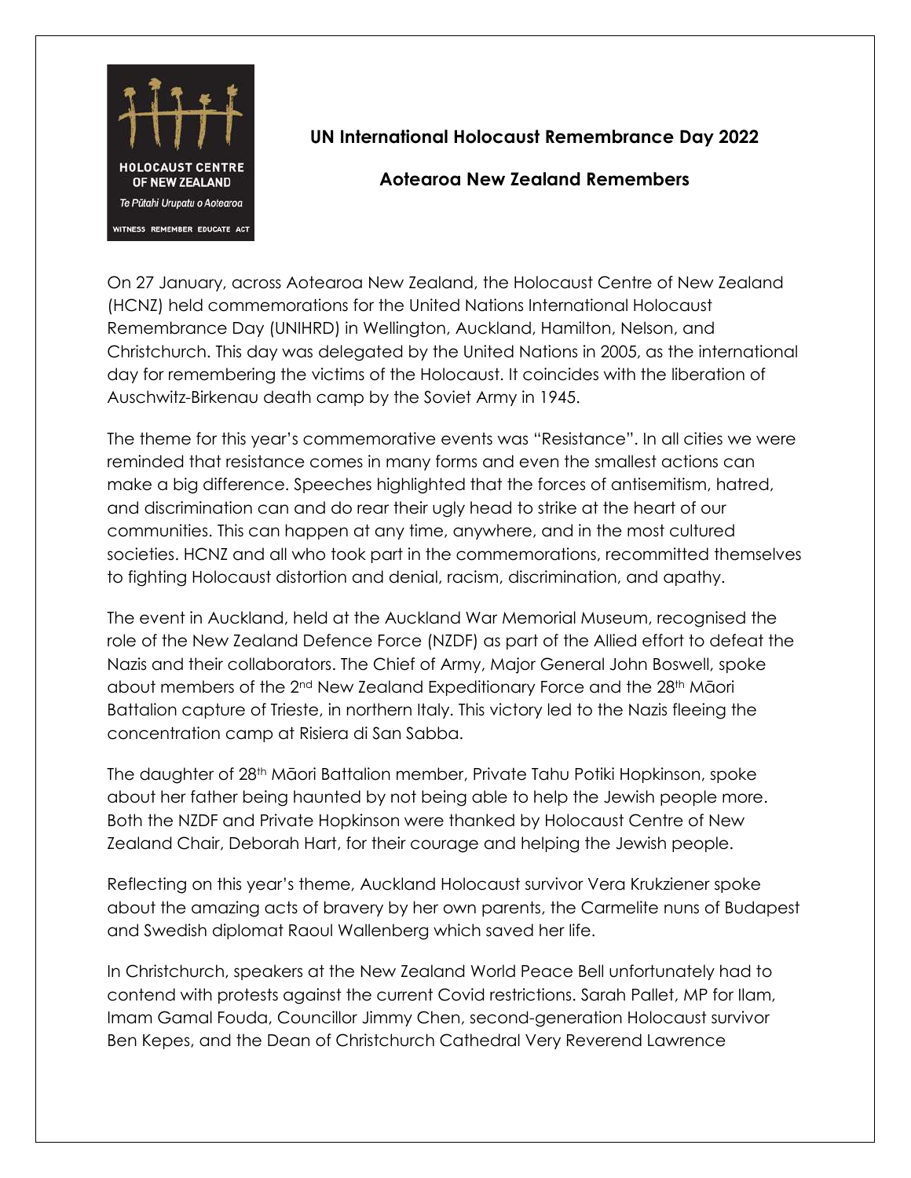HOLOCAUST CENTRE OF NEW ZEALAND

*Te Pūtahi Urupatu o Aotearoa*

WITNESS REMEMBER EDUCATE ACT

## UN International Holocaust Remembrance Day 2022

## Aotearoa New Zealand Remembers

On 27 January, across Aotearoa New Zealand, the Holocaust Centre of New Zealand (HCNZ) held commemorations for the United Nations International Holocaust Remembrance Day (UNIHRD) in Wellington, Auckland, Hamilton, Nelson, and Christchurch. This day was delegated by the United Nations in 2005, as the international day for remembering the victims of the Holocaust. It coincides with the liberation of Auschwitz-Birkenau death camp by the Soviet Army in 1945.

The theme for this year's commemorative events was "Resistance". In all cities we were reminded that resistance comes in many forms and even the smallest actions can make a big difference. Speeches highlighted that the forces of antisemitism, hatred, and discrimination can and do rear their ugly head to strike at the heart of our communities. This can happen at any time, anywhere, and in the most cultured societies. HCNZ and all who took part in the commemorations, recommitted themselves to fighting Holocaust distortion and denial, racism, discrimination, and apathy.

The event in Auckland, held at the Auckland War Memorial Museum, recognised the role of the New Zealand Defence Force (NZDF) as part of the Allied effort to defeat the Nazis and their collaborators. The Chief of Army, Major General John Boswell, spoke about members of the 2nd New Zealand Expeditionary Force and the 28th Māori Battalion capture of Trieste, in northern Italy. This victory led to the Nazis fleeing the concentration camp at Risiera di San Sabba.

The daughter of 28th Māori Battalion member, Private Tahu Potiki Hopkinson, spoke about her father being haunted by not being able to help the Jewish people more. Both the NZDF and Private Hopkinson were thanked by Holocaust Centre of New Zealand Chair, Deborah Hart, for their courage and helping the Jewish people.

Reflecting on this year's theme, Auckland Holocaust survivor Vera Krukziener spoke about the amazing acts of bravery by her own parents, the Carmelite nuns of Budapest and Swedish diplomat Raoul Wallenberg which saved her life.

In Christchurch, speakers at the New Zealand World Peace Bell unfortunately had to contend with protests against the current Covid restrictions. Sarah Pallet, MP for Ilam, Imam Gamal Fouda, Councillor Jimmy Chen, second-generation Holocaust survivor Ben Kepes, and the Dean of Christchurch Cathedral Very Reverend Lawrence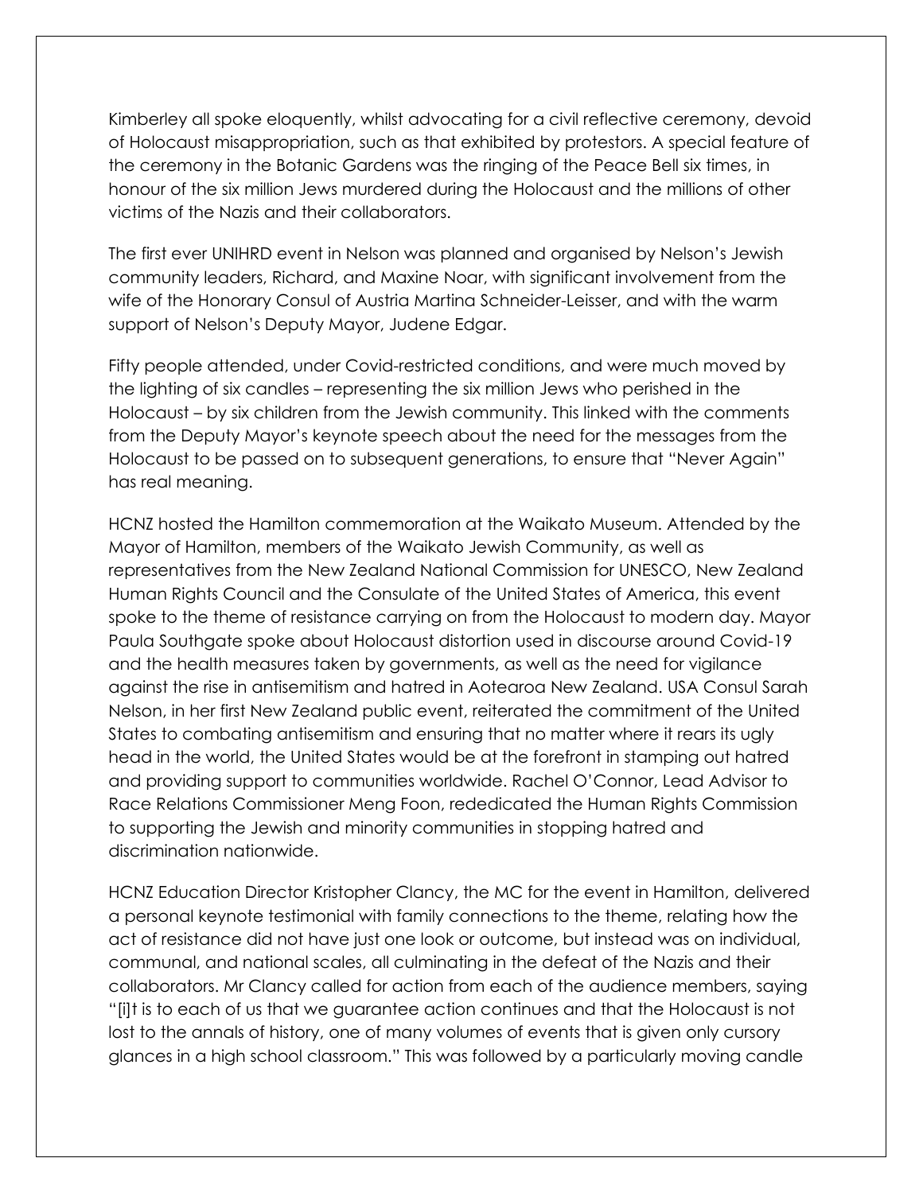Kimberley all spoke eloquently, whilst advocating for a civil reflective ceremony, devoid of Holocaust misappropriation, such as that exhibited by protestors. A special feature of the ceremony in the Botanic Gardens was the ringing of the Peace Bell six times, in honour of the six million Jews murdered during the Holocaust and the millions of other victims of the Nazis and their collaborators.

The first ever UNIHRD event in Nelson was planned and organised by Nelson's Jewish community leaders, Richard, and Maxine Noar, with significant involvement from the wife of the Honorary Consul of Austria Martina Schneider-Leisser, and with the warm support of Nelson's Deputy Mayor, Judene Edgar.

Fifty people attended, under Covid-restricted conditions, and were much moved by the lighting of six candles – representing the six million Jews who perished in the Holocaust – by six children from the Jewish community. This linked with the comments from the Deputy Mayor's keynote speech about the need for the messages from the Holocaust to be passed on to subsequent generations, to ensure that "Never Again" has real meaning.

HCNZ hosted the Hamilton commemoration at the Waikato Museum. Attended by the Mayor of Hamilton, members of the Waikato Jewish Community, as well as representatives from the New Zealand National Commission for UNESCO, New Zealand Human Rights Council and the Consulate of the United States of America, this event spoke to the theme of resistance carrying on from the Holocaust to modern day. Mayor Paula Southgate spoke about Holocaust distortion used in discourse around Covid-19 and the health measures taken by governments, as well as the need for vigilance against the rise in antisemitism and hatred in Aotearoa New Zealand. USA Consul Sarah Nelson, in her first New Zealand public event, reiterated the commitment of the United States to combating antisemitism and ensuring that no matter where it rears its ugly head in the world, the United States would be at the forefront in stamping out hatred and providing support to communities worldwide. Rachel O'Connor, Lead Advisor to Race Relations Commissioner Meng Foon, rededicated the Human Rights Commission to supporting the Jewish and minority communities in stopping hatred and discrimination nationwide.

HCNZ Education Director Kristopher Clancy, the MC for the event in Hamilton, delivered a personal keynote testimonial with family connections to the theme, relating how the act of resistance did not have just one look or outcome, but instead was on individual, communal, and national scales, all culminating in the defeat of the Nazis and their collaborators. Mr Clancy called for action from each of the audience members, saying "[i]t is to each of us that we guarantee action continues and that the Holocaust is not lost to the annals of history, one of many volumes of events that is given only cursory glances in a high school classroom." This was followed by a particularly moving candle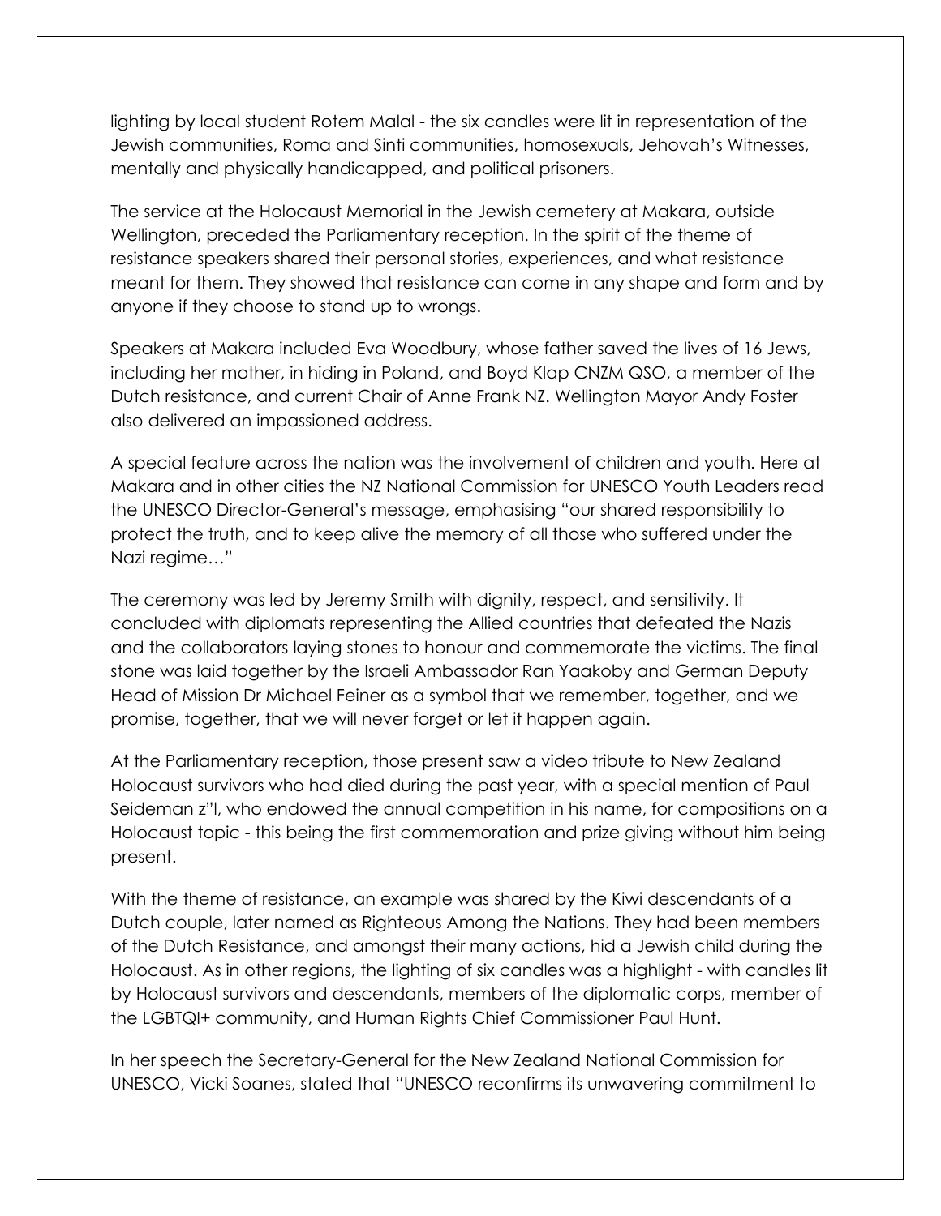lighting by local student Rotem Malal - the six candles were lit in representation of the Jewish communities, Roma and Sinti communities, homosexuals, Jehovah's Witnesses, mentally and physically handicapped, and political prisoners.

The service at the Holocaust Memorial in the Jewish cemetery at Makara, outside Wellington, preceded the Parliamentary reception. In the spirit of the theme of resistance speakers shared their personal stories, experiences, and what resistance meant for them. They showed that resistance can come in any shape and form and by anyone if they choose to stand up to wrongs.

Speakers at Makara included Eva Woodbury, whose father saved the lives of 16 Jews, including her mother, in hiding in Poland, and Boyd Klap CNZM QSO, a member of the Dutch resistance, and current Chair of Anne Frank NZ. Wellington Mayor Andy Foster also delivered an impassioned address.

A special feature across the nation was the involvement of children and youth. Here at Makara and in other cities the NZ National Commission for UNESCO Youth Leaders read the UNESCO Director-General's message, emphasising "our shared responsibility to protect the truth, and to keep alive the memory of all those who suffered under the Nazi regime…"

The ceremony was led by Jeremy Smith with dignity, respect, and sensitivity. It concluded with diplomats representing the Allied countries that defeated the Nazis and the collaborators laying stones to honour and commemorate the victims. The final stone was laid together by the Israeli Ambassador Ran Yaakoby and German Deputy Head of Mission Dr Michael Feiner as a symbol that we remember, together, and we promise, together, that we will never forget or let it happen again.

At the Parliamentary reception, those present saw a video tribute to New Zealand Holocaust survivors who had died during the past year, with a special mention of Paul Seideman z"l, who endowed the annual competition in his name, for compositions on a Holocaust topic - this being the first commemoration and prize giving without him being present.

With the theme of resistance, an example was shared by the Kiwi descendants of a Dutch couple, later named as Righteous Among the Nations. They had been members of the Dutch Resistance, and amongst their many actions, hid a Jewish child during the Holocaust. As in other regions, the lighting of six candles was a highlight - with candles lit by Holocaust survivors and descendants, members of the diplomatic corps, member of the LGBTQI+ community, and Human Rights Chief Commissioner Paul Hunt.

In her speech the Secretary-General for the New Zealand National Commission for UNESCO, Vicki Soanes, stated that "UNESCO reconfirms its unwavering commitment to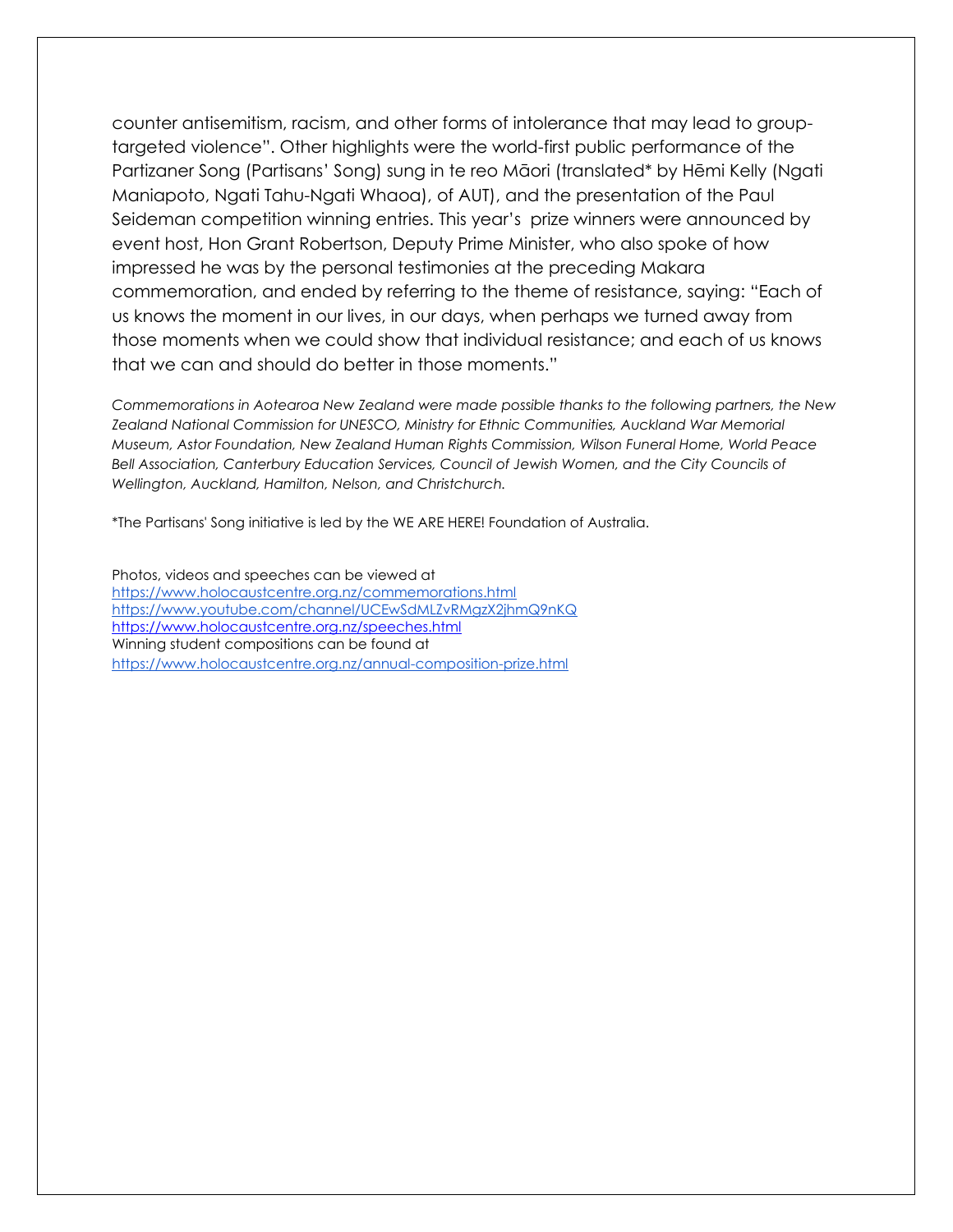counter antisemitism, racism, and other forms of intolerance that may lead to group-targeted violence". Other highlights were the world-first public performance of the Partizaner Song (Partisans' Song) sung in te reo Māori (translated* by Hēmi Kelly (Ngati Maniapoto, Ngati Tahu-Ngati Whaoa), of AUT), and the presentation of the Paul Seideman competition winning entries. This year's prize winners were announced by event host, Hon Grant Robertson, Deputy Prime Minister, who also spoke of how impressed he was by the personal testimonies at the preceding Makara commemoration, and ended by referring to the theme of resistance, saying: "Each of us knows the moment in our lives, in our days, when perhaps we turned away from those moments when we could show that individual resistance; and each of us knows that we can and should do better in those moments."

*Commemorations in Aotearoa New Zealand were made possible thanks to the following partners, the New Zealand National Commission for UNESCO, Ministry for Ethnic Communities, Auckland War Memorial Museum, Astor Foundation, New Zealand Human Rights Commission, Wilson Funeral Home, World Peace Bell Association, Canterbury Education Services, Council of Jewish Women, and the City Councils of Wellington, Auckland, Hamilton, Nelson, and Christchurch.*

*The Partisans' Song initiative is led by the WE ARE HERE! Foundation of Australia.

Photos, videos and speeches can be viewed at
https://www.holocaustcentre.org.nz/commemorations.html
https://www.youtube.com/channel/UCEwSdMLZvRMgzX2jhmQ9nKQ
https://www.holocaustcentre.org.nz/speeches.html
Winning student compositions can be found at
https://www.holocaustcentre.org.nz/annual-composition-prize.html